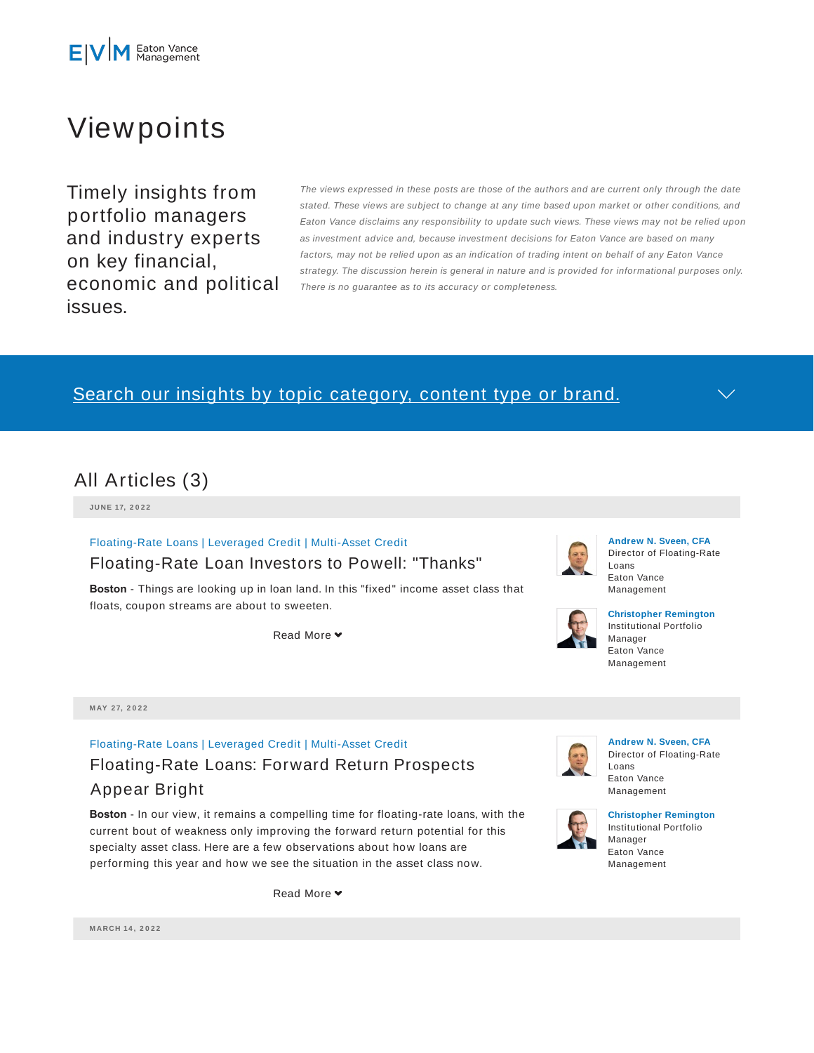Eaton Vance Management

# Viewpoints

Timely insights from portfolio managers and industry experts on key financial, economic and political issues.

*The views expressed in these posts are those of the authors and are current only through the date stated. These views are subject to change at any time based upon market or other conditions, and Eaton Vance disclaims any responsibility to update such views. These views may not be relied upon as investment advice and, because investment decisions for Eaton Vance are based on many factors, may not be relied upon as an indication of trading intent on behalf of any Eaton Vance strategy. The discussion herein is general in nature and is provided for informational purposes only. There is no guarantee as to its accuracy or completeness.*

Search our insights by topic category, content type or brand.

## All Articles (3)

**JUNE 17, 2022**

Floating-Rate Loans | Leveraged Credit | Multi-Asset Credit

### Floating-Rate Loan Investors to Powell: "Thanks"

**Boston** - Things are looking up in loan land. In this "fixed" income asset class that floats, coupon streams are about to sweeten.

Read More

**Andrew N. Sveen, CFA**
Director of Floating-Rate Loans
Eaton Vance Management

**Christopher Remington**
Institutional Portfolio Manager
Eaton Vance Management

**MAY 27, 2022**

Floating-Rate Loans | Leveraged Credit | Multi-Asset Credit

### Floating-Rate Loans: Forward Return Prospects Appear Bright

**Boston** - In our view, it remains a compelling time for floating-rate loans, with the current bout of weakness only improving the forward return potential for this specialty asset class. Here are a few observations about how loans are performing this year and how we see the situation in the asset class now.

Read More

**Andrew N. Sveen, CFA**
Director of Floating-Rate Loans
Eaton Vance Management

**Christopher Remington**
Institutional Portfolio Manager
Eaton Vance Management

**MARCH 14, 2022**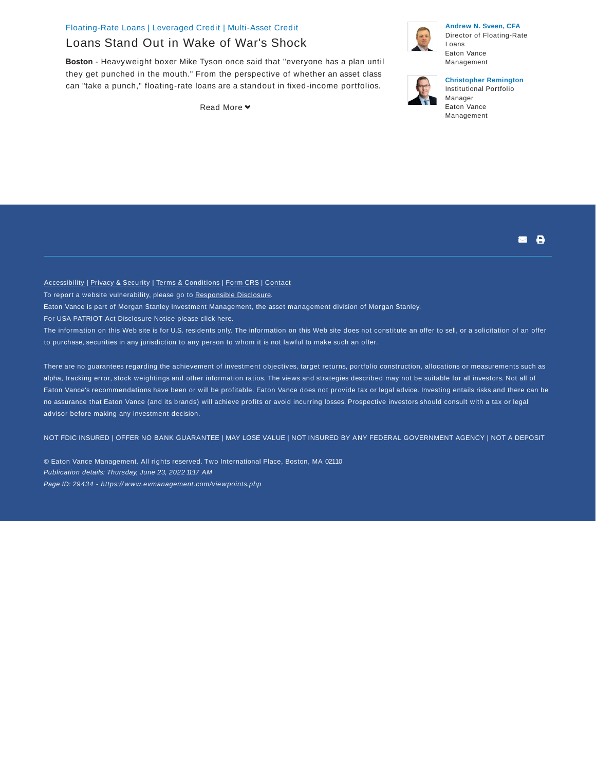Floating-Rate Loans | Leveraged Credit | Multi-Asset Credit

## Loans Stand Out in Wake of War's Shock

**Boston** - Heavyweight boxer Mike Tyson once said that "everyone has a plan until they get punched in the mouth." From the perspective of whether an asset class can "take a punch," floating-rate loans are a standout in fixed-income portfolios.

Read More

**Andrew N. Sveen, CFA**
Director of Floating-Rate Loans
Eaton Vance Management

**Christopher Remington**
Institutional Portfolio Manager
Eaton Vance Management

Accessibility | Privacy & Security | Terms & Conditions | Form CRS | Contact

To report a website vulnerability, please go to Responsible Disclosure.

Eaton Vance is part of Morgan Stanley Investment Management, the asset management division of Morgan Stanley.

For USA PATRIOT Act Disclosure Notice please click here.

The information on this Web site is for U.S. residents only. The information on this Web site does not constitute an offer to sell, or a solicitation of an offer to purchase, securities in any jurisdiction to any person to whom it is not lawful to make such an offer.

There are no guarantees regarding the achievement of investment objectives, target returns, portfolio construction, allocations or measurements such as alpha, tracking error, stock weightings and other information ratios. The views and strategies described may not be suitable for all investors. Not all of Eaton Vance's recommendations have been or will be profitable. Eaton Vance does not provide tax or legal advice. Investing entails risks and there can be no assurance that Eaton Vance (and its brands) will achieve profits or avoid incurring losses. Prospective investors should consult with a tax or legal advisor before making any investment decision.

NOT FDIC INSURED | OFFER NO BANK GUARANTEE | MAY LOSE VALUE | NOT INSURED BY ANY FEDERAL GOVERNMENT AGENCY | NOT A DEPOSIT

© Eaton Vance Management. All rights reserved. Two International Place, Boston, MA 02110

*Publication details: Thursday, June 23, 2022 11:17 AM*

*Page ID: 29434 - https://www.evmanagement.com/viewpoints.php*